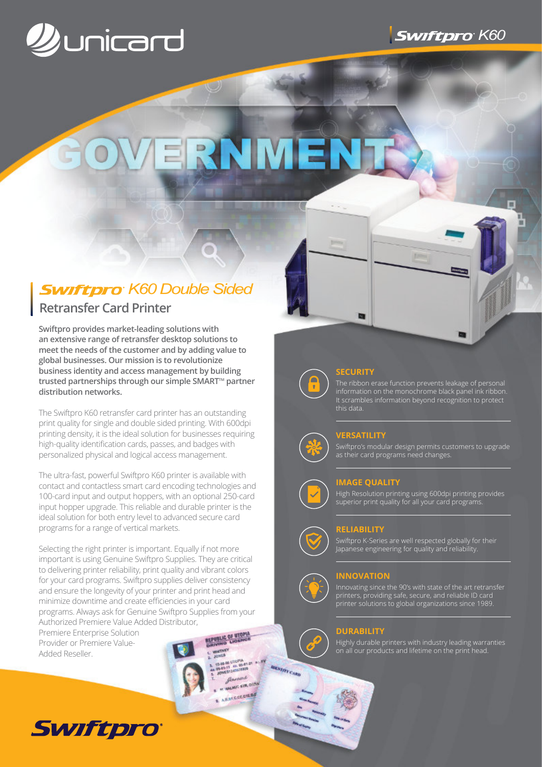# GOVERNMENT

## Swiftpro K60 Double Sided

### Retransfer Card Printer

**Swiftpro provides market-leading solutions with an extensive range of retransfer desktop solutions to meet the needs of the customer and by adding value to global businesses. Our mission is to revolutionize business identity and access management by building trusted partnerships through our simple SMART™ partner distribution networks.**

The Swiftpro K60 retransfer card printer has an outstanding print quality for single and double sided printing. With 600dpi printing density, it is the ideal solution for businesses requiring high-quality identification cards, passes, and badges with personalized physical and logical access management.

The ultra-fast, powerful Swiftpro K60 printer is available with contact and contactless smart card encoding technologies and 100-card input and output hoppers, with an optional 250-card input hopper upgrade. This reliable and durable printer is the ideal solution for both entry level to advanced secure card programs for a range of vertical markets.

Selecting the right printer is important. Equally if not more important is using Genuine Swiftpro Supplies. They are critical to delivering printer reliability, print quality and vibrant colors for your card programs. Swiftpro supplies deliver consistency and ensure the longevity of your printer and print head and minimize downtime and create efficiencies in your card programs. Always ask for Genuine Swiftpro Supplies from your Authorized Premiere Value Added Distributor, Premiere Enterprise Solution Provider or Premiere Value-Added Reseller.

#### SECURITY

The ribbon erase function prevents leakage of personal information on the monochrome black panel ink ribbon. It scrambles information beyond recognition to protect this data.

#### VERSATILITY

Swiftpro's modular design permits customers to upgrade as their card programs need changes.

#### IMAGE QUALITY

High Resolution printing using 600dpi printing provides superior print quality for all your card programs.

#### RELIABILITY

Swiftpro K-Series are well respected globally for their Japanese engineering for quality and reliability.

#### INNOVATION

Innovating since the 90's with state of the art retransfer printers, providing safe, secure, and reliable ID card printer solutions to global organizations since 1989.

#### DURABILITY

Highly durable printers with industry leading warranties on all our products and lifetime on the print head.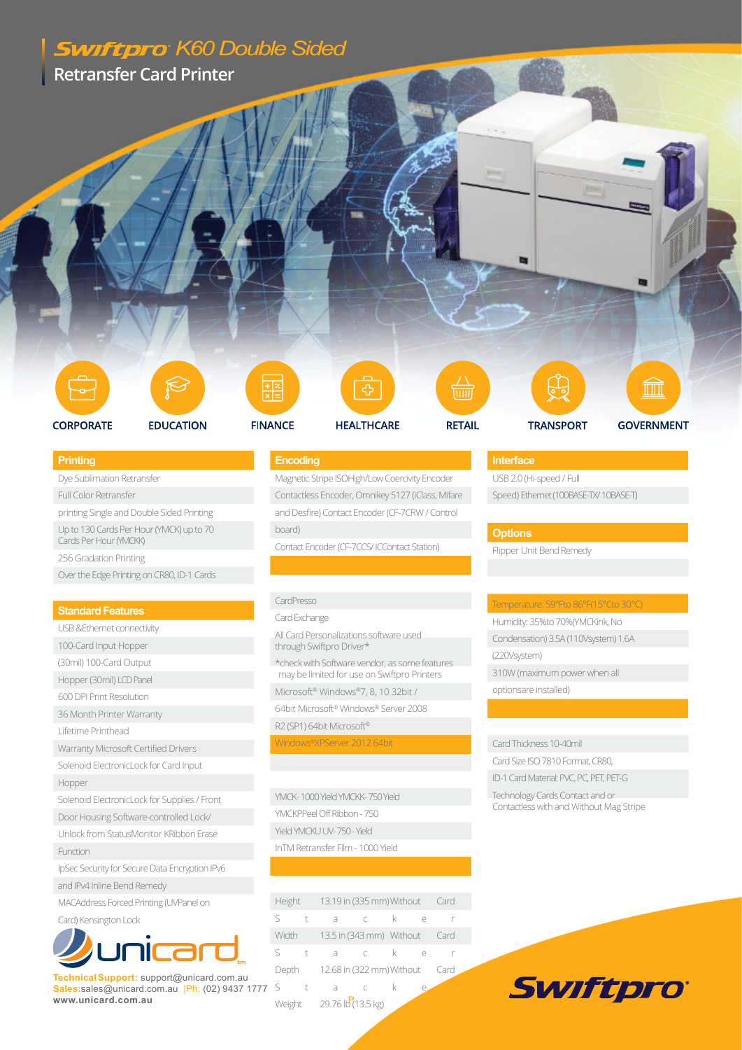# Swiftpro K60 Double Sided

## Retransfer Card Printer

CORPORATE

EDUCATION

FINANCE

HEALTHCARE

RETAIL

TRANSPORT

GOVERNMENT

### Printing

Dye Sublimation Retransfer

Full Color Retransfer

printing Single and Double Sided Printing

Up to 130 Cards Per Hour (YMCK) up to 70 Cards Per Hour (YMCKK)

256 Gradation Printing

Over the Edge Printing on CR80, ID-1 Cards

### Standard Features

USB &Ethernet connectivity

100-Card Input Hopper

(30mil) 100-Card Output

Hopper (30mil) LCD Panel

600 DPI Print Resolution

36 Month Printer Warranty

Lifetime Printhead

Warranty Microsoft Certified Drivers

Solenoid ElectronicLock for Card Input

Hopper

Solenoid ElectronicLock for Supplies / Front

Door Housing Software-controlled Lock/

Unlock from StatusMonitor KRibbon Erase

Function

IpSec Security for Secure Data Encryption IPv6

and IPv4 Inline Bend Remedy

MACAddress Forced Printing (UVPanel on

Card) Kensington Lock

### Encoding

Magnetic Stripe ISOHigh/Low Coercivity Encoder

Contactless Encoder, Omnikey 5127 (iClass, Mifare

and Desfire) Contact Encoder (CF-7CRW / Control

board)

Contact Encoder (CF-7CCS/ ICContact Station)

CardPresso

Card Exchange

All Card Personalizations software used through Swiftpro Driver*

*check with Software vendor, as some features may be limited for use on Swiftpro Printers

Microsoft® Windows®7, 8, 10 32bit /

64bit Microsoft® Windows® Server 2008

R2 (SP1) 64bit Microsoft®

Windows®XPServer 2012 64bit

YMCK- 1000 Yield YMCKK- 750 Yield

YMCKPPeel Off Ribbon - 750

Yield YMCKU UV- 750 - Yield

InTM Retransfer Film - 1000 Yield

| | |
|---|---|
| Height | 13.19 in (335 mm) Without Card Stacker |
| Width | 13.5 in (343 mm) Without Card Stacker |
| Depth | 12.68 in (322 mm) Without Card Stacker |
| Weight | 29.76 lb (13.5 kg) |

### Interface

USB 2.0 (Hi-speed / Full

Speed) Ethernet (100BASE-TX/ 10BASE-T)

### Options

Flipper Unit Bend Remedy

Temperature: 59°Fto 86°F(15°Cto 30°C)

Humidity: 35%to 70%(YMCKink, No

Condensation) 3.5A (110Vsystem) 1.6A

(220Vsystem)

310W (maximum power when all

optionsare installed)

Card Thickness 10-40mil

Card Size ISO 7810 Format, CR80,

ID-1 Card Material: PVC, PC, PET, PET-G

Technology Cards Contact and or Contactless with and Without Mag Stripe

unicard

**Technical Support:** support@unicard.com.au
**Sales:** sales@unicard.com.au | **Ph:** (02) 9437 1777
www.unicard.com.au

Swiftpro